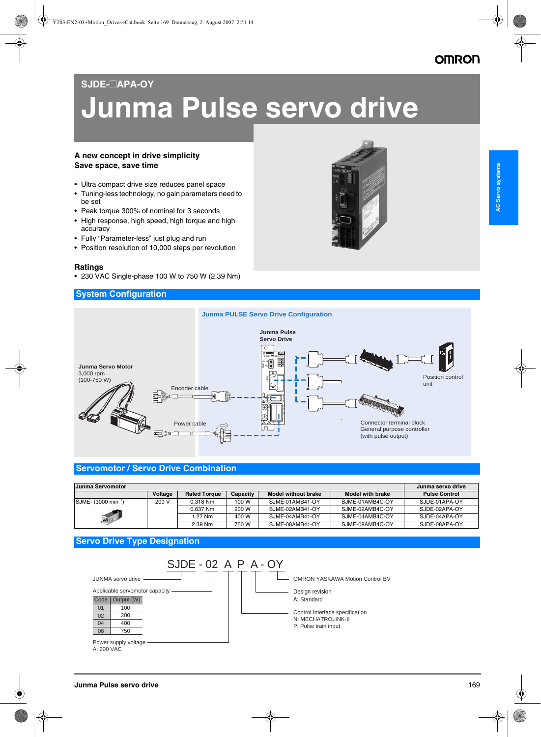SJDE-☐APA-OY

# Junma Pulse servo drive

**A new concept in drive simplicity**
**Save space, save time**

- Ultra compact drive size reduces panel space
- Tuning-less technology, no gain parameters need to be set
- Peak torque 300% of nominal for 3 seconds
- High response, high speed, high torque and high accuracy
- Fully “Parameter-less” just plug and run
- Position resolution of 10,000 steps per revolution

### Ratings

- 230 VAC Single-phase 100 W to 750 W (2.39 Nm)

## System Configuration

Junma PULSE Servo Drive Configuration

Junma Pulse Servo Drive

Junma Servo Motor
3,000 rpm
(100-750 W)

Encoder cable

Power cable

Position control unit

Connector terminal block
General purpose controller
(with pulse output)

## Servomotor / Servo Drive Combination

| Junma Servomotor | | | | | | Junma servo drive |
|---|---|---|---|---|---|---|
| | Voltage | Rated Torque | Capacity | Model without brake | Model with brake | Pulse Control |
| SJME- (3000 min$^{-1}$) | 200 V | 0.318 Nm | 100 W | SJME-01AMB41-OY | SJME-01AMB4C-OY | SJDE-01APA-OY |
| | | 0.637 Nm | 200 W | SJME-02AMB41-OY | SJME-02AMB4C-OY | SJDE-02APA-OY |
| | | 1.27 Nm | 400 W | SJME-04AMB41-OY | SJME-04AMB4C-OY | SJDE-04APA-OY |
| | | 2.39 Nm | 750 W | SJME-08AMB41-OY | SJME-08AMB4C-OY | SJDE-08APA-OY |

## Servo Drive Type Designation

SJDE - 02 A P A - OY

- SJDE: JUNMA servo drive
- 02: Applicable servomotor capacity

| Code | Output (W) |
|---|---|
| 01 | 100 |
| 02 | 200 |
| 04 | 400 |
| 08 | 750 |

- A: Power supply voltage
  A: 200 VAC
- P: Control Interface specification
  N: MECHATROLINK-II
  P: Pulse train input
- A: Design revision
  A: Standard
- OY: OMRON YASKAWA Motion Control BV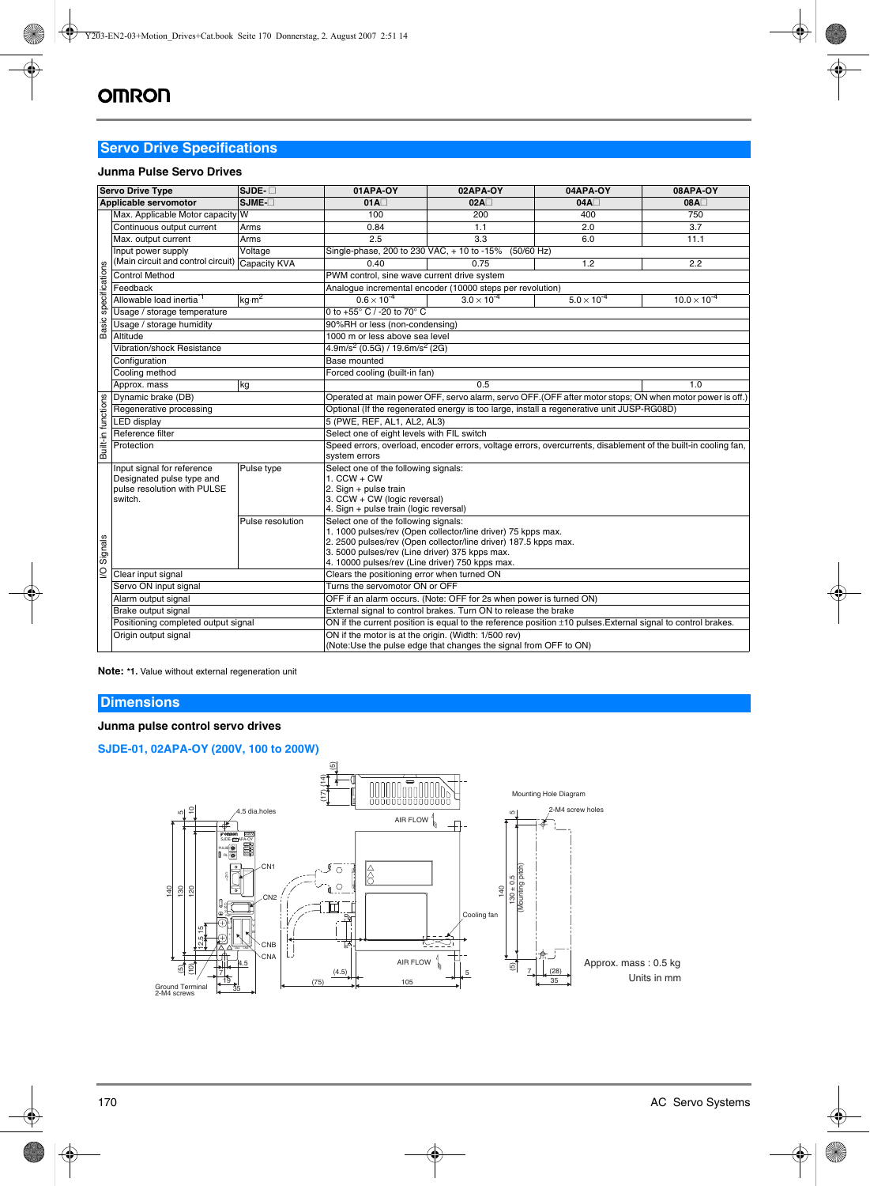## Servo Drive Specifications

### Junma Pulse Servo Drives

| | Servo Drive Type | SJDE-☐ | 01APA-OY | 02APA-OY | 04APA-OY | 08APA-OY |
|---|---|---|---|---|---|---|
| | Applicable servomotor | SJME-☐ | 01A☐ | 02A☐ | 04A☐ | 08A☐ |
| Basic specifications | Max. Applicable Motor capacity | W | 100 | 200 | 400 | 750 |
| | Continuous output current | Arms | 0.84 | 1.1 | 2.0 | 3.7 |
| | Max. output current | Arms | 2.5 | 3.3 | 6.0 | 11.1 |
| | Input power supply (Main circuit and control circuit) | Voltage | Single-phase, 200 to 230 VAC, + 10 to -15% (50/60 Hz) | | | |
| | | Capacity KVA | 0.40 | 0.75 | 1.2 | 2.2 |
| | Control Method | | PWM control, sine wave current drive system | | | |
| | Feedback | | Analogue incremental encoder (10000 steps per revolution) | | | |
| | Allowable load inertia *1 | $kg \cdot m^2$ | $0.6 \times 10^{-4}$ | $3.0 \times 10^{-4}$ | $5.0 \times 10^{-4}$ | $10.0 \times 10^{-4}$ |
| | Usage / storage temperature | | 0 to +55° C / -20 to 70° C | | | |
| | Usage / storage humidity | | 90%RH or less (non-condensing) | | | |
| | Altitude | | 1000 m or less above sea level | | | |
| | Vibration/shock Resistance | | $4.9 m/s^2$ (0.5G) / $19.6 m/s^2$ (2G) | | | |
| | Configuration | | Base mounted | | | |
| | Cooling method | | Forced cooling (built-in fan) | | | |
| | Approx. mass | kg | 0.5 | | | 1.0 |
| Built-in functions | Dynamic brake (DB) | | Operated at main power OFF, servo alarm, servo OFF.(OFF after motor stops; ON when motor power is off.) | | | |
| | Regenerative processing | | Optional (If the regenerated energy is too large, install a regenerative unit JUSP-RG08D) | | | |
| | LED display | | 5 (PWE, REF, AL1, AL2, AL3) | | | |
| | Reference filter | | Select one of eight levels with FIL switch | | | |
| | Protection | | Speed errors, overload, encoder errors, voltage errors, overcurrents, disablement of the built-in cooling fan, system errors | | | |
| I/O Signals | Input signal for reference Designated pulse type and pulse resolution with PULSE switch. | Pulse type | Select one of the following signals: 1. CCW + CW 2. Sign + pulse train 3. CCW + CW (logic reversal) 4. Sign + pulse train (logic reversal) | | | |
| | | Pulse resolution | Select one of the following signals: 1. 1000 pulses/rev (Open collector/line driver) 75 kpps max. 2. 2500 pulses/rev (Open collector/line driver) 187.5 kpps max. 3. 5000 pulses/rev (Line driver) 375 kpps max. 4. 10000 pulses/rev (Line driver) 750 kpps max. | | | |
| | Clear input signal | | Clears the positioning error when turned ON | | | |
| | Servo ON input signal | | Turns the servomotor ON or OFF | | | |
| | Alarm output signal | | OFF if an alarm occurs. (Note: OFF for 2s when power is turned ON) | | | |
| | Brake output signal | | External signal to control brakes. Turn ON to release the brake | | | |
| | Positioning completed output signal | | ON if the current position is equal to the reference position ±10 pulses.External signal to control brakes. | | | |
| | Origin output signal | | ON if the motor is at the origin. (Width: 1/500 rev) (Note:Use the pulse edge that changes the signal from OFF to ON) | | | |

**Note:** *1. Value without external regeneration unit

## Dimensions

### Junma pulse control servo drives

#### SJDE-01, 02APA-OY (200V, 100 to 200W)

Approx. mass : 0.5 kg

Units in mm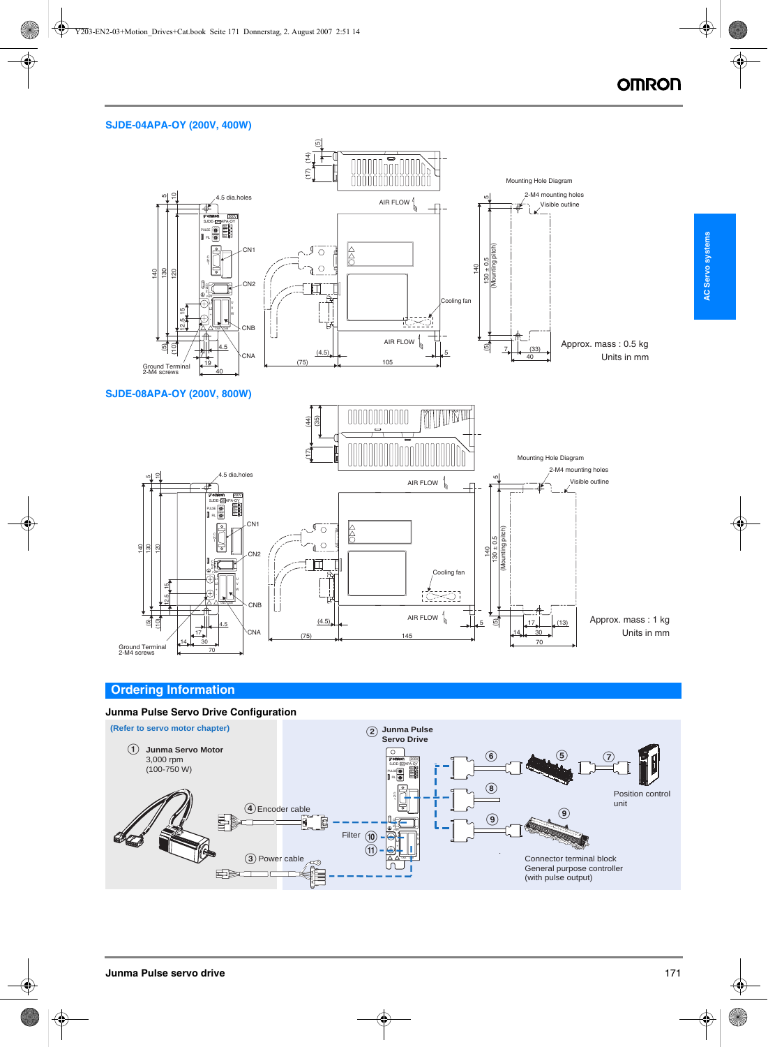## SJDE-04APA-OY (200V, 400W)

Approx. mass : 0.5 kg

Units in mm

## SJDE-08APA-OY (200V, 800W)

Approx. mass : 1 kg

Units in mm

## Ordering Information

### Junma Pulse Servo Drive Configuration

(Refer to servo motor chapter)

① **Junma Servo Motor**
3,000 rpm
(100-750 W)

② **Junma Pulse Servo Drive**

③ Power cable

④ Encoder cable

Filter ⑩ ⑪

⑤ ⑥ ⑦ Position control unit

⑧

⑨ Connector terminal block
General purpose controller
(with pulse output)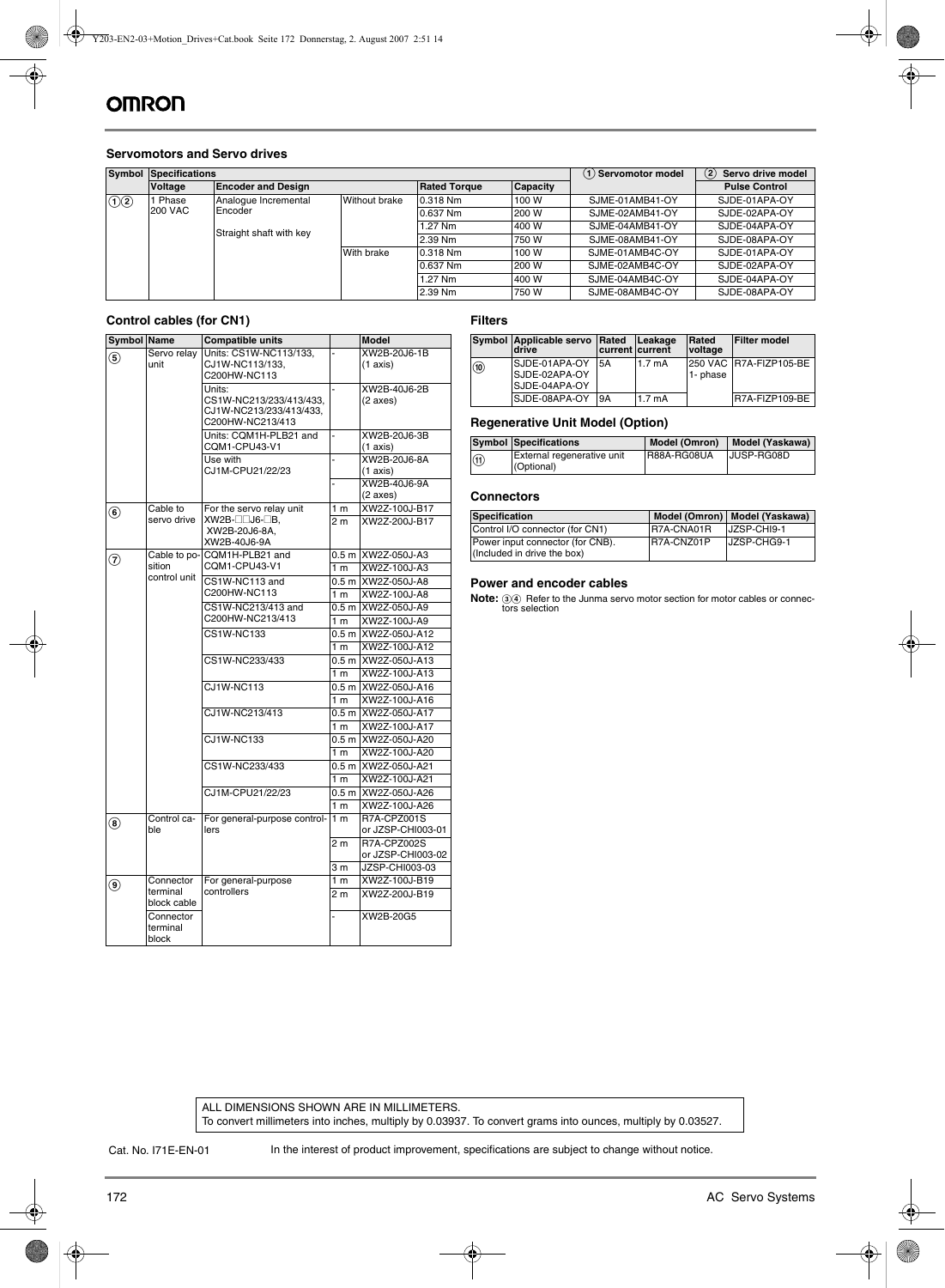**OMRON**

### Servomotors and Servo drives

| Symbol | Specifications | | | | | ① Servomotor model | ② Servo drive model |
|---|---|---|---|---|---|---|---|
| | Voltage | Encoder and Design | | Rated Torque | Capacity | | Pulse Control |
| ①② | 1 Phase 200 VAC | Analogue Incremental Encoder Straight shaft with key | Without brake | 0.318 Nm | 100 W | SJME-01AMB41-OY | SJDE-01APA-OY |
| | | | | 0.637 Nm | 200 W | SJME-02AMB41-OY | SJDE-02APA-OY |
| | | | | 1.27 Nm | 400 W | SJME-04AMB41-OY | SJDE-04APA-OY |
| | | | | 2.39 Nm | 750 W | SJME-08AMB41-OY | SJDE-08APA-OY |
| | | | With brake | 0.318 Nm | 100 W | SJME-01AMB4C-OY | SJDE-01APA-OY |
| | | | | 0.637 Nm | 200 W | SJME-02AMB4C-OY | SJDE-02APA-OY |
| | | | | 1.27 Nm | 400 W | SJME-04AMB4C-OY | SJDE-04APA-OY |
| | | | | 2.39 Nm | 750 W | SJME-08AMB4C-OY | SJDE-08APA-OY |

### Control cables (for CN1)

| Symbol | Name | Compatible units | | Model |
|---|---|---|---|---|
| ⑤ | Servo relay unit | Units: CS1W-NC113/133, CJ1W-NC113/133, C200HW-NC113 | - | XW2B-20J6-1B (1 axis) |
| | | Units: CS1W-NC213/233/413/433, CJ1W-NC213/233/413/433, C200HW-NC213/413 | - | XW2B-40J6-2B (2 axes) |
| | | Units: CQM1H-PLB21 and CQM1-CPU43-V1 | - | XW2B-20J6-3B (1 axis) |
| | | Use with CJ1M-CPU21/22/23 | - | XW2B-20J6-8A (1 axis) |
| | | | - | XW2B-40J6-9A (2 axes) |
| ⑥ | Cable to servo drive | For the servo relay unit XW2B-□□J6-□B, XW2B-20J6-8A, XW2B-40J6-9A | 1 m | XW2Z-100J-B17 |
| | | | 2 m | XW2Z-200J-B17 |
| ⑦ | Cable to position control unit | CQM1H-PLB21 and CQM1-CPU43-V1 | 0.5 m | XW2Z-050J-A3 |
| | | | 1 m | XW2Z-100J-A3 |
| | | CS1W-NC113 and C200HW-NC113 | 0.5 m | XW2Z-050J-A8 |
| | | | 1 m | XW2Z-100J-A8 |
| | | CS1W-NC213/413 and C200HW-NC213/413 | 0.5 m | XW2Z-050J-A9 |
| | | | 1 m | XW2Z-100J-A9 |
| | | CS1W-NC133 | 0.5 m | XW2Z-050J-A12 |
| | | | 1 m | XW2Z-100J-A12 |
| | | CS1W-NC233/433 | 0.5 m | XW2Z-050J-A13 |
| | | | 1 m | XW2Z-100J-A13 |
| | | CJ1W-NC113 | 0.5 m | XW2Z-050J-A16 |
| | | | 1 m | XW2Z-100J-A16 |
| | | CJ1W-NC213/413 | 0.5 m | XW2Z-050J-A17 |
| | | | 1 m | XW2Z-100J-A17 |
| | | CJ1W-NC133 | 0.5 m | XW2Z-050J-A20 |
| | | | 1 m | XW2Z-100J-A20 |
| | | CS1W-NC233/433 | 0.5 m | XW2Z-050J-A21 |
| | | | 1 m | XW2Z-100J-A21 |
| | | CJ1M-CPU21/22/23 | 0.5 m | XW2Z-050J-A26 |
| | | | 1 m | XW2Z-100J-A26 |
| ⑧ | Control cable | For general-purpose controllers | 1 m | R7A-CPZ001S or JZSP-CHI003-01 |
| | | | 2 m | R7A-CPZ002S or JZSP-CHI003-02 |
| | | | 3 m | JZSP-CHI003-03 |
| ⑨ | Connector terminal block cable | For general-purpose controllers | 1 m | XW2Z-100J-B19 |
| | | | 2 m | XW2Z-200J-B19 |
| | Connector terminal block | | - | XW2B-20G5 |

### Filters

| Symbol | Applicable servo drive | Rated current | Leakage current | Rated voltage | Filter model |
|---|---|---|---|---|---|
| ⑩ | SJDE-01APA-OY SJDE-02APA-OY SJDE-04APA-OY | 5A | 1.7 mA | 250 VAC 1- phase | R7A-FIZP105-BE |
| | SJDE-08APA-OY | 9A | 1.7 mA | | R7A-FIZP109-BE |

### Regenerative Unit Model (Option)

| Symbol | Specifications | Model (Omron) | Model (Yaskawa) |
|---|---|---|---|
| ⑪ | External regenerative unit (Optional) | R88A-RG08UA | JUSP-RG08D |

### Connectors

| Specification | Model (Omron) | Model (Yaskawa) |
|---|---|---|
| Control I/O connector (for CN1) | R7A-CNA01R | JZSP-CHI9-1 |
| Power input connector (for CNB). (Included in the drive the box) | R7A-CNZ01P | JZSP-CHG9-1 |

### Power and encoder cables

**Note:** ③④ Refer to the Junma servo motor section for motor cables or connectors selection

ALL DIMENSIONS SHOWN ARE IN MILLIMETERS.
To convert millimeters into inches, multiply by 0.03937. To convert grams into ounces, multiply by 0.03527.

Cat. No. I71E-EN-01 In the interest of product improvement, specifications are subject to change without notice.